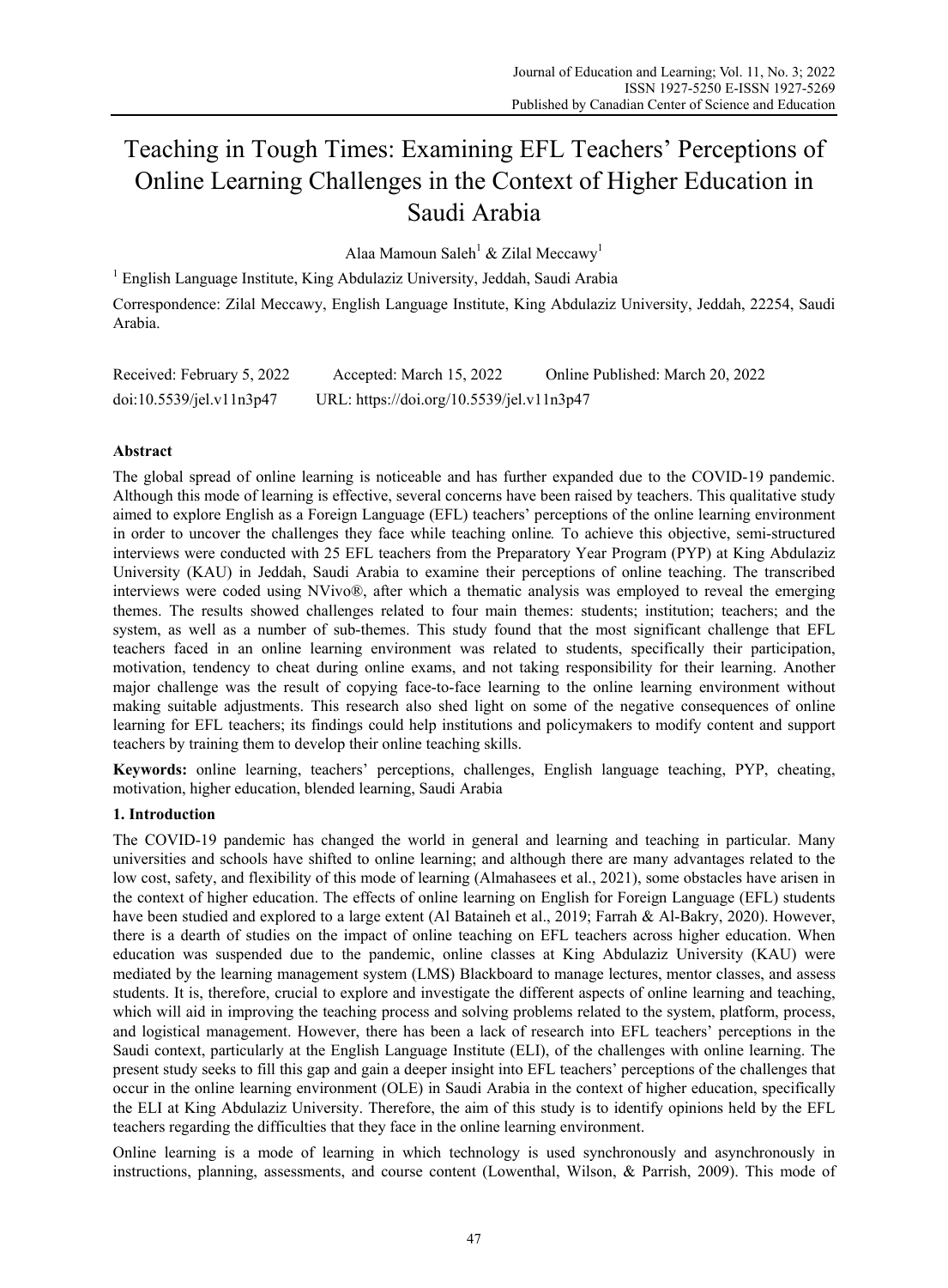# Teaching in Tough Times: Examining EFL Teachers' Perceptions of Online Learning Challenges in the Context of Higher Education in Saudi Arabia

Alaa Mamoun Saleh[1] & Zilal Meccawy[1]

[1] English Language Institute, King Abdulaziz University, Jeddah, Saudi Arabia

Correspondence: Zilal Meccawy, English Language Institute, King Abdulaziz University, Jeddah, 22254, Saudi Arabia.

Received: February 5, 2022 Accepted: March 15, 2022 Online Published: March 20, 2022

doi:10.5539/jel.v11n3p47 URL: https://doi.org/10.5539/jel.v11n3p47

## Abstract

The global spread of online learning is noticeable and has further expanded due to the COVID-19 pandemic. Although this mode of learning is effective, several concerns have been raised by teachers. This qualitative study aimed to explore English as a Foreign Language (EFL) teachers' perceptions of the online learning environment in order to uncover the challenges they face while teaching online. To achieve this objective, semi-structured interviews were conducted with 25 EFL teachers from the Preparatory Year Program (PYP) at King Abdulaziz University (KAU) in Jeddah, Saudi Arabia to examine their perceptions of online teaching. The transcribed interviews were coded using NVivo®, after which a thematic analysis was employed to reveal the emerging themes. The results showed challenges related to four main themes: students; institution; teachers; and the system, as well as a number of sub-themes. This study found that the most significant challenge that EFL teachers faced in an online learning environment was related to students, specifically their participation, motivation, tendency to cheat during online exams, and not taking responsibility for their learning. Another major challenge was the result of copying face-to-face learning to the online learning environment without making suitable adjustments. This research also shed light on some of the negative consequences of online learning for EFL teachers; its findings could help institutions and policymakers to modify content and support teachers by training them to develop their online teaching skills.

**Keywords:** online learning, teachers' perceptions, challenges, English language teaching, PYP, cheating, motivation, higher education, blended learning, Saudi Arabia

## 1. Introduction

The COVID-19 pandemic has changed the world in general and learning and teaching in particular. Many universities and schools have shifted to online learning; and although there are many advantages related to the low cost, safety, and flexibility of this mode of learning (Almahasees et al., 2021), some obstacles have arisen in the context of higher education. The effects of online learning on English for Foreign Language (EFL) students have been studied and explored to a large extent (Al Bataineh et al., 2019; Farrah & Al-Bakry, 2020). However, there is a dearth of studies on the impact of online teaching on EFL teachers across higher education. When education was suspended due to the pandemic, online classes at King Abdulaziz University (KAU) were mediated by the learning management system (LMS) Blackboard to manage lectures, mentor classes, and assess students. It is, therefore, crucial to explore and investigate the different aspects of online learning and teaching, which will aid in improving the teaching process and solving problems related to the system, platform, process, and logistical management. However, there has been a lack of research into EFL teachers' perceptions in the Saudi context, particularly at the English Language Institute (ELI), of the challenges with online learning. The present study seeks to fill this gap and gain a deeper insight into EFL teachers' perceptions of the challenges that occur in the online learning environment (OLE) in Saudi Arabia in the context of higher education, specifically the ELI at King Abdulaziz University. Therefore, the aim of this study is to identify opinions held by the EFL teachers regarding the difficulties that they face in the online learning environment.

Online learning is a mode of learning in which technology is used synchronously and asynchronously in instructions, planning, assessments, and course content (Lowenthal, Wilson, & Parrish, 2009). This mode of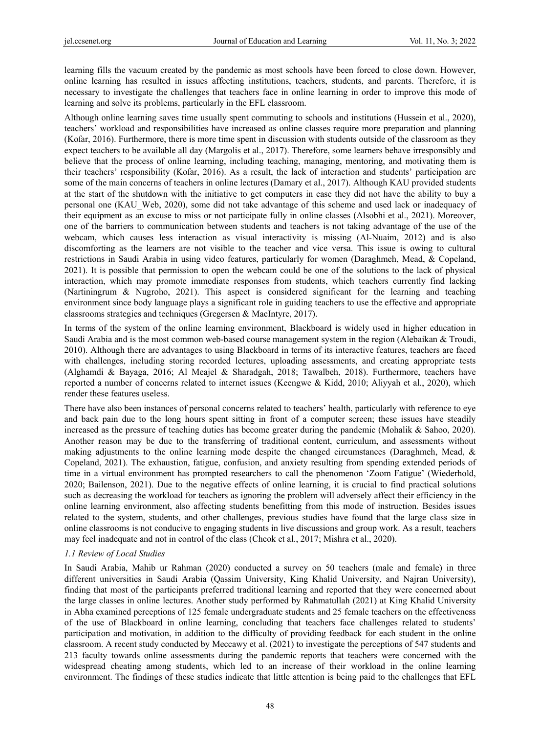learning fills the vacuum created by the pandemic as most schools have been forced to close down. However, online learning has resulted in issues affecting institutions, teachers, students, and parents. Therefore, it is necessary to investigate the challenges that teachers face in online learning in order to improve this mode of learning and solve its problems, particularly in the EFL classroom.

Although online learning saves time usually spent commuting to schools and institutions (Hussein et al., 2020), teachers' workload and responsibilities have increased as online classes require more preparation and planning (Kofar, 2016). Furthermore, there is more time spent in discussion with students outside of the classroom as they expect teachers to be available all day (Margolis et al., 2017). Therefore, some learners behave irresponsibly and believe that the process of online learning, including teaching, managing, mentoring, and motivating them is their teachers' responsibility (Kofar, 2016). As a result, the lack of interaction and students' participation are some of the main concerns of teachers in online lectures (Damary et al., 2017). Although KAU provided students at the start of the shutdown with the initiative to get computers in case they did not have the ability to buy a personal one (KAU_Web, 2020), some did not take advantage of this scheme and used lack or inadequacy of their equipment as an excuse to miss or not participate fully in online classes (Alsobhi et al., 2021). Moreover, one of the barriers to communication between students and teachers is not taking advantage of the use of the webcam, which causes less interaction as visual interactivity is missing (Al-Nuaim, 2012) and is also discomforting as the learners are not visible to the teacher and vice versa. This issue is owing to cultural restrictions in Saudi Arabia in using video features, particularly for women (Daraghmeh, Mead, & Copeland, 2021). It is possible that permission to open the webcam could be one of the solutions to the lack of physical interaction, which may promote immediate responses from students, which teachers currently find lacking (Nartiningrum & Nugroho, 2021). This aspect is considered significant for the learning and teaching environment since body language plays a significant role in guiding teachers to use the effective and appropriate classrooms strategies and techniques (Gregersen & MacIntyre, 2017).

In terms of the system of the online learning environment, Blackboard is widely used in higher education in Saudi Arabia and is the most common web-based course management system in the region (Alebaikan & Troudi, 2010). Although there are advantages to using Blackboard in terms of its interactive features, teachers are faced with challenges, including storing recorded lectures, uploading assessments, and creating appropriate tests (Alghamdi & Bayaga, 2016; Al Meajel & Sharadgah, 2018; Tawalbeh, 2018). Furthermore, teachers have reported a number of concerns related to internet issues (Keengwe & Kidd, 2010; Aliyyah et al., 2020), which render these features useless.

There have also been instances of personal concerns related to teachers' health, particularly with reference to eye and back pain due to the long hours spent sitting in front of a computer screen; these issues have steadily increased as the pressure of teaching duties has become greater during the pandemic (Mohalik & Sahoo, 2020). Another reason may be due to the transferring of traditional content, curriculum, and assessments without making adjustments to the online learning mode despite the changed circumstances (Daraghmeh, Mead, & Copeland, 2021). The exhaustion, fatigue, confusion, and anxiety resulting from spending extended periods of time in a virtual environment has prompted researchers to call the phenomenon 'Zoom Fatigue' (Wiederhold, 2020; Bailenson, 2021). Due to the negative effects of online learning, it is crucial to find practical solutions such as decreasing the workload for teachers as ignoring the problem will adversely affect their efficiency in the online learning environment, also affecting students benefitting from this mode of instruction. Besides issues related to the system, students, and other challenges, previous studies have found that the large class size in online classrooms is not conducive to engaging students in live discussions and group work. As a result, teachers may feel inadequate and not in control of the class (Cheok et al., 2017; Mishra et al., 2020).

### *1.1 Review of Local Studies*

In Saudi Arabia, Mahib ur Rahman (2020) conducted a survey on 50 teachers (male and female) in three different universities in Saudi Arabia (Qassim University, King Khalid University, and Najran University), finding that most of the participants preferred traditional learning and reported that they were concerned about the large classes in online lectures. Another study performed by Rahmatullah (2021) at King Khalid University in Abha examined perceptions of 125 female undergraduate students and 25 female teachers on the effectiveness of the use of Blackboard in online learning, concluding that teachers face challenges related to students' participation and motivation, in addition to the difficulty of providing feedback for each student in the online classroom. A recent study conducted by Meccawy et al. (2021) to investigate the perceptions of 547 students and 213 faculty towards online assessments during the pandemic reports that teachers were concerned with the widespread cheating among students, which led to an increase of their workload in the online learning environment. The findings of these studies indicate that little attention is being paid to the challenges that EFL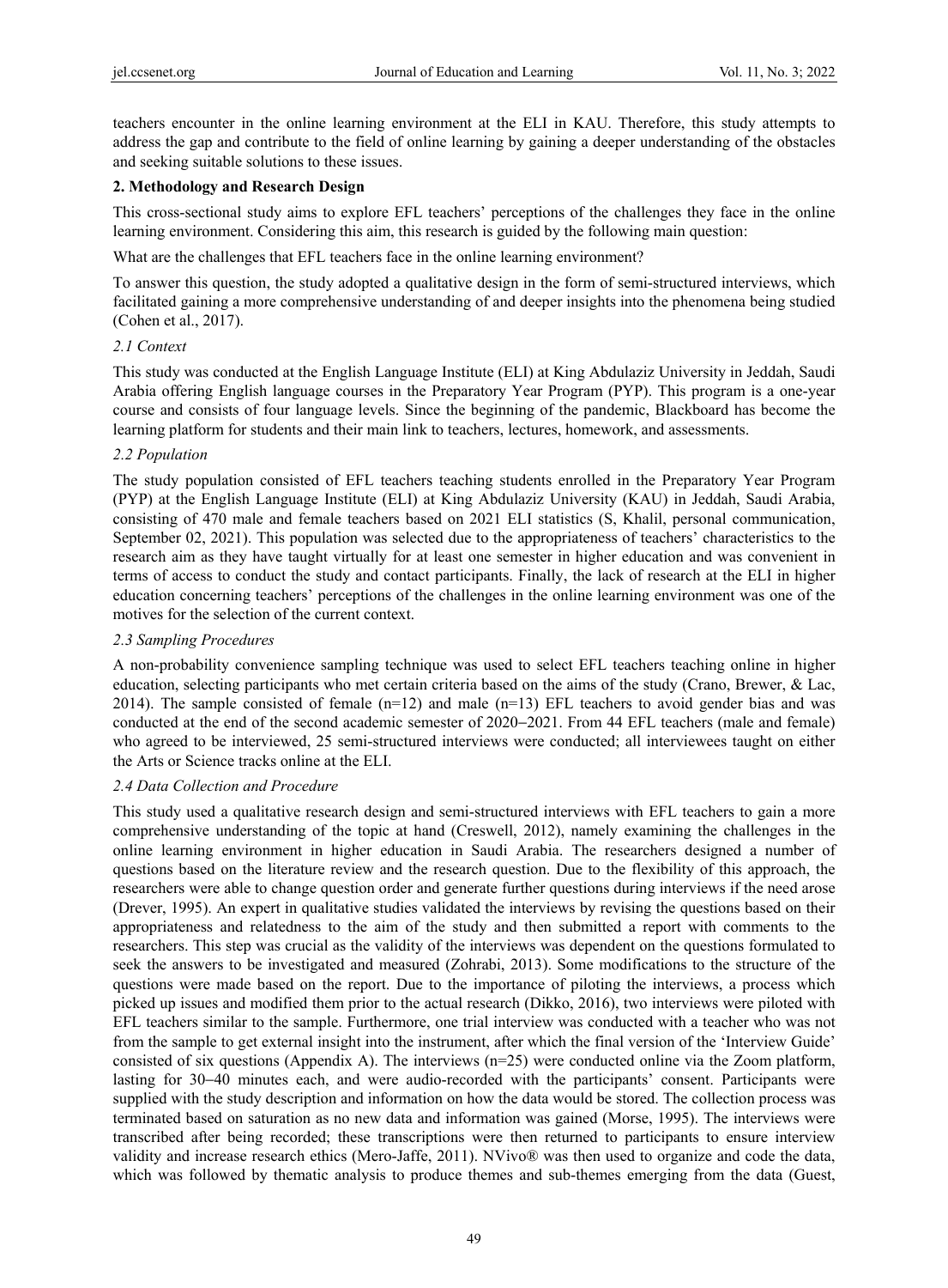teachers encounter in the online learning environment at the ELI in KAU. Therefore, this study attempts to address the gap and contribute to the field of online learning by gaining a deeper understanding of the obstacles and seeking suitable solutions to these issues.

## 2. Methodology and Research Design

This cross-sectional study aims to explore EFL teachers' perceptions of the challenges they face in the online learning environment. Considering this aim, this research is guided by the following main question:

What are the challenges that EFL teachers face in the online learning environment?

To answer this question, the study adopted a qualitative design in the form of semi-structured interviews, which facilitated gaining a more comprehensive understanding of and deeper insights into the phenomena being studied (Cohen et al., 2017).

### *2.1 Context*

This study was conducted at the English Language Institute (ELI) at King Abdulaziz University in Jeddah, Saudi Arabia offering English language courses in the Preparatory Year Program (PYP). This program is a one-year course and consists of four language levels. Since the beginning of the pandemic, Blackboard has become the learning platform for students and their main link to teachers, lectures, homework, and assessments.

### *2.2 Population*

The study population consisted of EFL teachers teaching students enrolled in the Preparatory Year Program (PYP) at the English Language Institute (ELI) at King Abdulaziz University (KAU) in Jeddah, Saudi Arabia, consisting of 470 male and female teachers based on 2021 ELI statistics (S, Khalil, personal communication, September 02, 2021). This population was selected due to the appropriateness of teachers' characteristics to the research aim as they have taught virtually for at least one semester in higher education and was convenient in terms of access to conduct the study and contact participants. Finally, the lack of research at the ELI in higher education concerning teachers' perceptions of the challenges in the online learning environment was one of the motives for the selection of the current context.

### *2.3 Sampling Procedures*

A non-probability convenience sampling technique was used to select EFL teachers teaching online in higher education, selecting participants who met certain criteria based on the aims of the study (Crano, Brewer, & Lac, 2014). The sample consisted of female (n=12) and male (n=13) EFL teachers to avoid gender bias and was conducted at the end of the second academic semester of 2020‒2021. From 44 EFL teachers (male and female) who agreed to be interviewed, 25 semi-structured interviews were conducted; all interviewees taught on either the Arts or Science tracks online at the ELI.

### *2.4 Data Collection and Procedure*

This study used a qualitative research design and semi-structured interviews with EFL teachers to gain a more comprehensive understanding of the topic at hand (Creswell, 2012), namely examining the challenges in the online learning environment in higher education in Saudi Arabia. The researchers designed a number of questions based on the literature review and the research question. Due to the flexibility of this approach, the researchers were able to change question order and generate further questions during interviews if the need arose (Drever, 1995). An expert in qualitative studies validated the interviews by revising the questions based on their appropriateness and relatedness to the aim of the study and then submitted a report with comments to the researchers. This step was crucial as the validity of the interviews was dependent on the questions formulated to seek the answers to be investigated and measured (Zohrabi, 2013). Some modifications to the structure of the questions were made based on the report. Due to the importance of piloting the interviews, a process which picked up issues and modified them prior to the actual research (Dikko, 2016), two interviews were piloted with EFL teachers similar to the sample. Furthermore, one trial interview was conducted with a teacher who was not from the sample to get external insight into the instrument, after which the final version of the 'Interview Guide' consisted of six questions (Appendix A). The interviews (n=25) were conducted online via the Zoom platform, lasting for 30‒40 minutes each, and were audio-recorded with the participants' consent. Participants were supplied with the study description and information on how the data would be stored. The collection process was terminated based on saturation as no new data and information was gained (Morse, 1995). The interviews were transcribed after being recorded; these transcriptions were then returned to participants to ensure interview validity and increase research ethics (Mero-Jaffe, 2011). NVivo® was then used to organize and code the data, which was followed by thematic analysis to produce themes and sub-themes emerging from the data (Guest,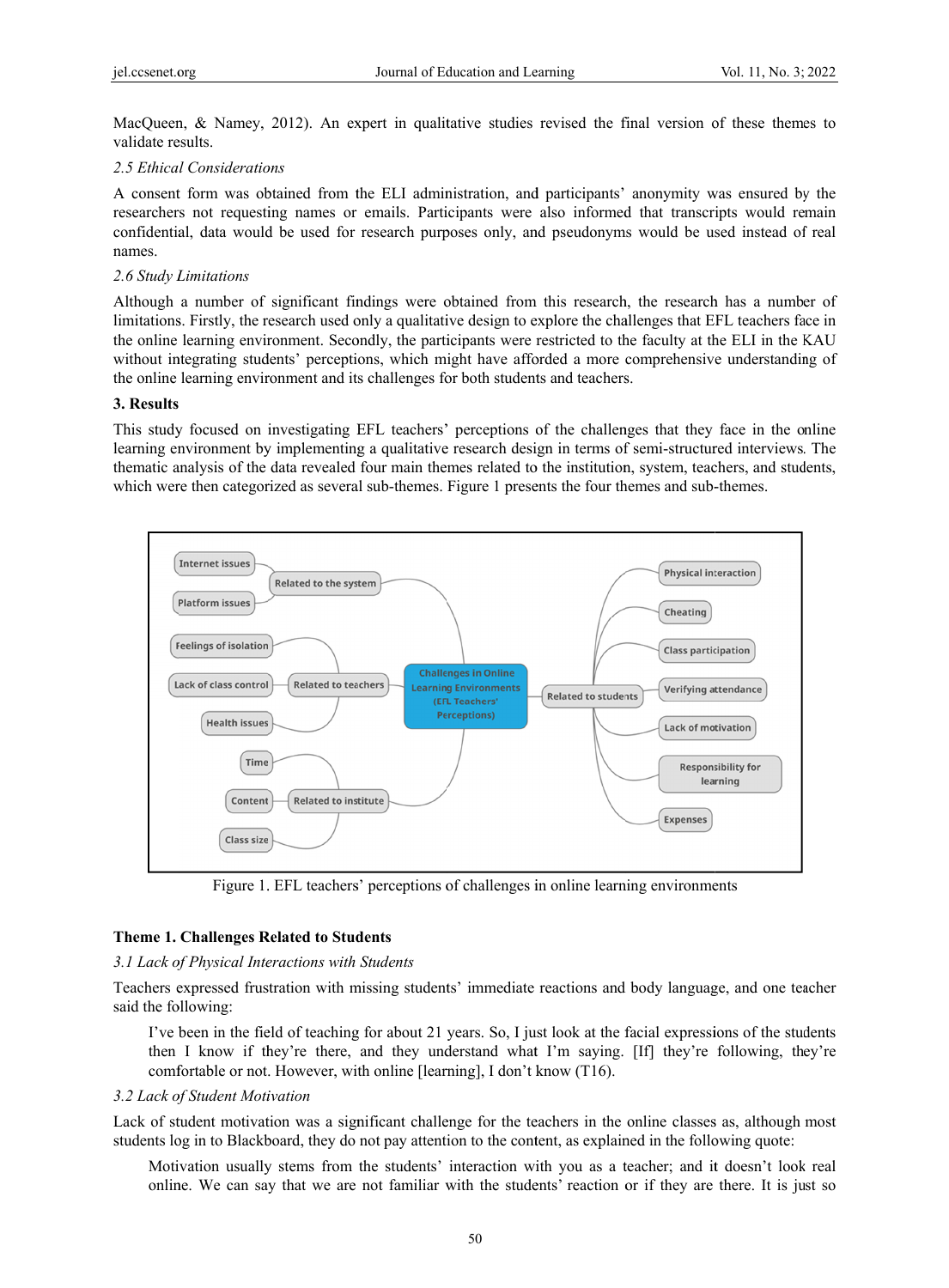MacQueen, & Namey, 2012). An expert in qualitative studies revised the final version of these themes to validate results.

### 2.5 Ethical Considerations

A consent form was obtained from the ELI administration, and participants' anonymity was ensured by the researchers not requesting names or emails. Participants were also informed that transcripts would remain confidential, data would be used for research purposes only, and pseudonyms would be used instead of real names.

### 2.6 Study Limitations

Although a number of significant findings were obtained from this research, the research has a number of limitations. Firstly, the research used only a qualitative design to explore the challenges that EFL teachers face in the online learning environment. Secondly, the participants were restricted to the faculty at the ELI in the KAU without integrating students' perceptions, which might have afforded a more comprehensive understanding of the online learning environment and its challenges for both students and teachers.

## 3. Results

This study focused on investigating EFL teachers' perceptions of the challenges that they face in the online learning environment by implementing a qualitative research design in terms of semi-structured interviews. The thematic analysis of the data revealed four main themes related to the institution, system, teachers, and students, which were then categorized as several sub-themes. Figure 1 presents the four themes and sub-themes.

Figure 1. EFL teachers' perceptions of challenges in online learning environments

### Theme 1. Challenges Related to Students

### 3.1 Lack of Physical Interactions with Students

Teachers expressed frustration with missing students' immediate reactions and body language, and one teacher said the following:

> I've been in the field of teaching for about 21 years. So, I just look at the facial expressions of the students then I know if they're there, and they understand what I'm saying. [If] they're following, they're comfortable or not. However, with online [learning], I don't know (T16).

### 3.2 Lack of Student Motivation

Lack of student motivation was a significant challenge for the teachers in the online classes as, although most students log in to Blackboard, they do not pay attention to the content, as explained in the following quote:

> Motivation usually stems from the students' interaction with you as a teacher; and it doesn't look real online. We can say that we are not familiar with the students' reaction or if they are there. It is just so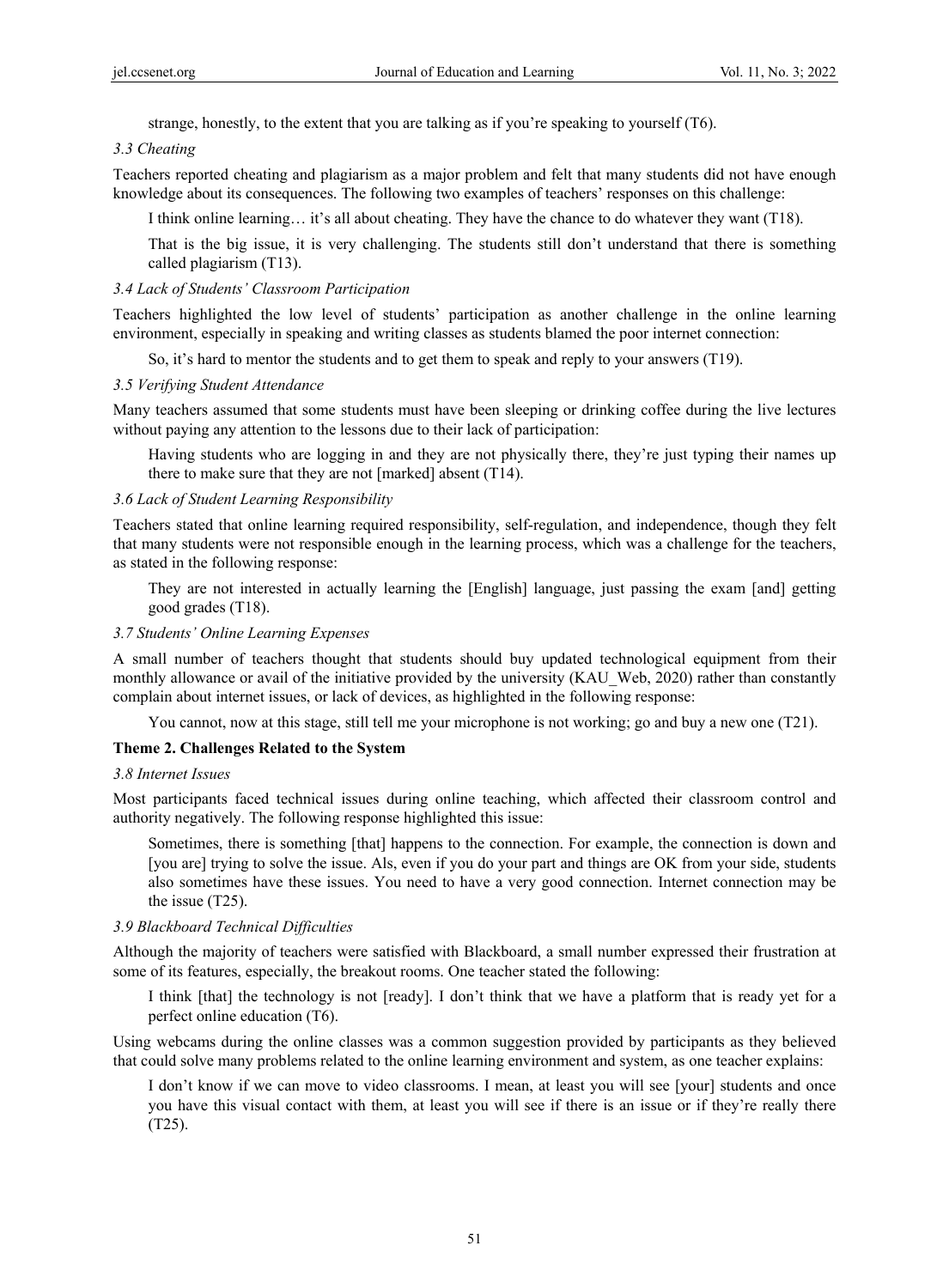strange, honestly, to the extent that you are talking as if you're speaking to yourself (T6).

*3.3 Cheating*

Teachers reported cheating and plagiarism as a major problem and felt that many students did not have enough knowledge about its consequences. The following two examples of teachers' responses on this challenge:

> I think online learning… it's all about cheating. They have the chance to do whatever they want (T18).

> That is the big issue, it is very challenging. The students still don't understand that there is something called plagiarism (T13).

*3.4 Lack of Students' Classroom Participation*

Teachers highlighted the low level of students' participation as another challenge in the online learning environment, especially in speaking and writing classes as students blamed the poor internet connection:

> So, it's hard to mentor the students and to get them to speak and reply to your answers (T19).

*3.5 Verifying Student Attendance*

Many teachers assumed that some students must have been sleeping or drinking coffee during the live lectures without paying any attention to the lessons due to their lack of participation:

> Having students who are logging in and they are not physically there, they're just typing their names up there to make sure that they are not [marked] absent (T14).

*3.6 Lack of Student Learning Responsibility*

Teachers stated that online learning required responsibility, self-regulation, and independence, though they felt that many students were not responsible enough in the learning process, which was a challenge for the teachers, as stated in the following response:

> They are not interested in actually learning the [English] language, just passing the exam [and] getting good grades (T18).

*3.7 Students' Online Learning Expenses*

A small number of teachers thought that students should buy updated technological equipment from their monthly allowance or avail of the initiative provided by the university (KAU_Web, 2020) rather than constantly complain about internet issues, or lack of devices, as highlighted in the following response:

> You cannot, now at this stage, still tell me your microphone is not working; go and buy a new one (T21).

**Theme 2. Challenges Related to the System**

*3.8 Internet Issues*

Most participants faced technical issues during online teaching, which affected their classroom control and authority negatively. The following response highlighted this issue:

> Sometimes, there is something [that] happens to the connection. For example, the connection is down and [you are] trying to solve the issue. Als, even if you do your part and things are OK from your side, students also sometimes have these issues. You need to have a very good connection. Internet connection may be the issue (T25).

*3.9 Blackboard Technical Difficulties*

Although the majority of teachers were satisfied with Blackboard, a small number expressed their frustration at some of its features, especially, the breakout rooms. One teacher stated the following:

> I think [that] the technology is not [ready]. I don't think that we have a platform that is ready yet for a perfect online education (T6).

Using webcams during the online classes was a common suggestion provided by participants as they believed that could solve many problems related to the online learning environment and system, as one teacher explains:

> I don't know if we can move to video classrooms. I mean, at least you will see [your] students and once you have this visual contact with them, at least you will see if there is an issue or if they're really there (T25).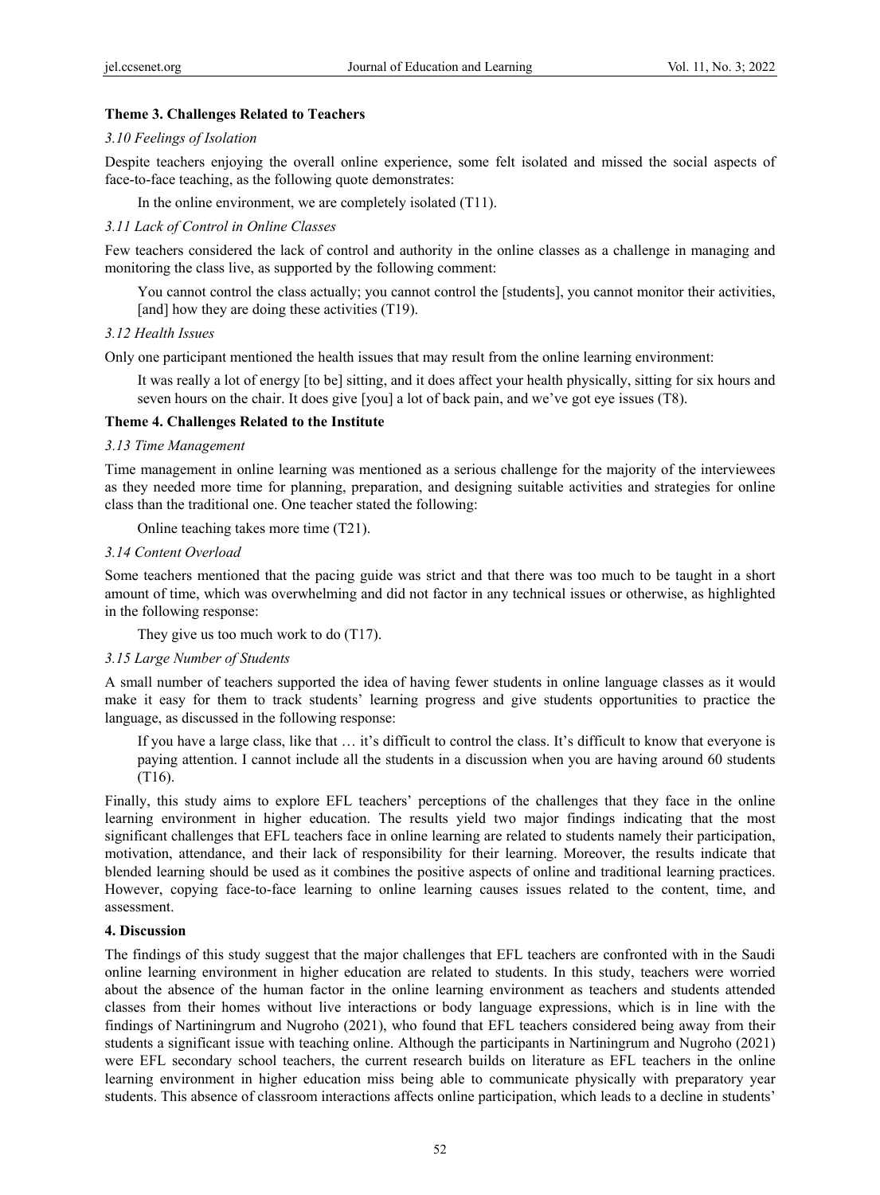### Theme 3. Challenges Related to Teachers

*3.10 Feelings of Isolation*

Despite teachers enjoying the overall online experience, some felt isolated and missed the social aspects of face-to-face teaching, as the following quote demonstrates:

> In the online environment, we are completely isolated (T11).

*3.11 Lack of Control in Online Classes*

Few teachers considered the lack of control and authority in the online classes as a challenge in managing and monitoring the class live, as supported by the following comment:

> You cannot control the class actually; you cannot control the [students], you cannot monitor their activities, [and] how they are doing these activities (T19).

*3.12 Health Issues*

Only one participant mentioned the health issues that may result from the online learning environment:

> It was really a lot of energy [to be] sitting, and it does affect your health physically, sitting for six hours and seven hours on the chair. It does give [you] a lot of back pain, and we've got eye issues (T8).

### Theme 4. Challenges Related to the Institute

*3.13 Time Management*

Time management in online learning was mentioned as a serious challenge for the majority of the interviewees as they needed more time for planning, preparation, and designing suitable activities and strategies for online class than the traditional one. One teacher stated the following:

> Online teaching takes more time (T21).

*3.14 Content Overload*

Some teachers mentioned that the pacing guide was strict and that there was too much to be taught in a short amount of time, which was overwhelming and did not factor in any technical issues or otherwise, as highlighted in the following response:

> They give us too much work to do (T17).

*3.15 Large Number of Students*

A small number of teachers supported the idea of having fewer students in online language classes as it would make it easy for them to track students' learning progress and give students opportunities to practice the language, as discussed in the following response:

> If you have a large class, like that … it's difficult to control the class. It's difficult to know that everyone is paying attention. I cannot include all the students in a discussion when you are having around 60 students (T16).

Finally, this study aims to explore EFL teachers' perceptions of the challenges that they face in the online learning environment in higher education. The results yield two major findings indicating that the most significant challenges that EFL teachers face in online learning are related to students namely their participation, motivation, attendance, and their lack of responsibility for their learning. Moreover, the results indicate that blended learning should be used as it combines the positive aspects of online and traditional learning practices. However, copying face-to-face learning to online learning causes issues related to the content, time, and assessment.

## 4. Discussion

The findings of this study suggest that the major challenges that EFL teachers are confronted with in the Saudi online learning environment in higher education are related to students. In this study, teachers were worried about the absence of the human factor in the online learning environment as teachers and students attended classes from their homes without live interactions or body language expressions, which is in line with the findings of Nartiningrum and Nugroho (2021), who found that EFL teachers considered being away from their students a significant issue with teaching online. Although the participants in Nartiningrum and Nugroho (2021) were EFL secondary school teachers, the current research builds on literature as EFL teachers in the online learning environment in higher education miss being able to communicate physically with preparatory year students. This absence of classroom interactions affects online participation, which leads to a decline in students'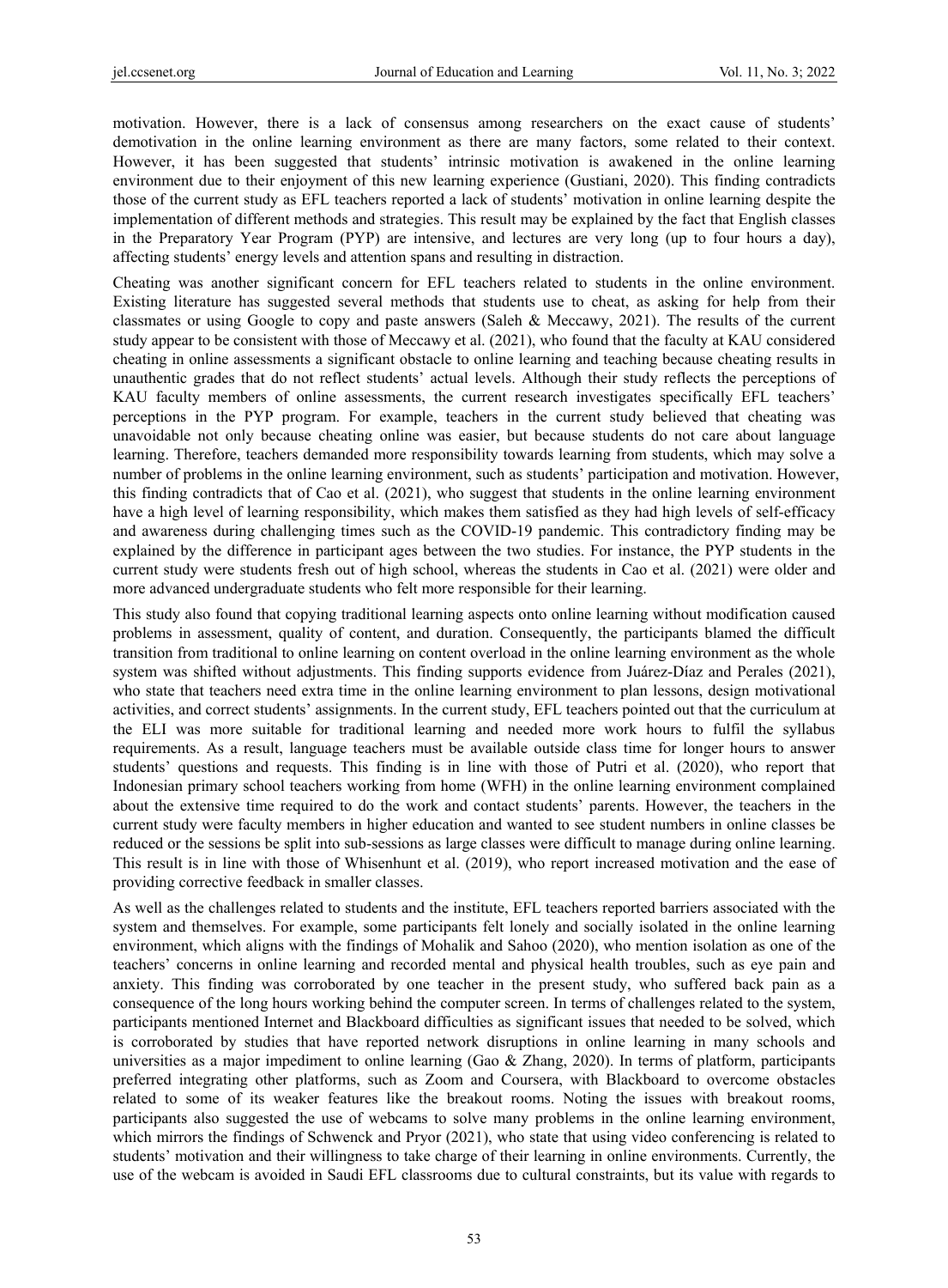motivation. However, there is a lack of consensus among researchers on the exact cause of students' demotivation in the online learning environment as there are many factors, some related to their context. However, it has been suggested that students' intrinsic motivation is awakened in the online learning environment due to their enjoyment of this new learning experience (Gustiani, 2020). This finding contradicts those of the current study as EFL teachers reported a lack of students' motivation in online learning despite the implementation of different methods and strategies. This result may be explained by the fact that English classes in the Preparatory Year Program (PYP) are intensive, and lectures are very long (up to four hours a day), affecting students' energy levels and attention spans and resulting in distraction.

Cheating was another significant concern for EFL teachers related to students in the online environment. Existing literature has suggested several methods that students use to cheat, as asking for help from their classmates or using Google to copy and paste answers (Saleh & Meccawy, 2021). The results of the current study appear to be consistent with those of Meccawy et al. (2021), who found that the faculty at KAU considered cheating in online assessments a significant obstacle to online learning and teaching because cheating results in unauthentic grades that do not reflect students' actual levels. Although their study reflects the perceptions of KAU faculty members of online assessments, the current research investigates specifically EFL teachers' perceptions in the PYP program. For example, teachers in the current study believed that cheating was unavoidable not only because cheating online was easier, but because students do not care about language learning. Therefore, teachers demanded more responsibility towards learning from students, which may solve a number of problems in the online learning environment, such as students' participation and motivation. However, this finding contradicts that of Cao et al. (2021), who suggest that students in the online learning environment have a high level of learning responsibility, which makes them satisfied as they had high levels of self-efficacy and awareness during challenging times such as the COVID-19 pandemic. This contradictory finding may be explained by the difference in participant ages between the two studies. For instance, the PYP students in the current study were students fresh out of high school, whereas the students in Cao et al. (2021) were older and more advanced undergraduate students who felt more responsible for their learning.

This study also found that copying traditional learning aspects onto online learning without modification caused problems in assessment, quality of content, and duration. Consequently, the participants blamed the difficult transition from traditional to online learning on content overload in the online learning environment as the whole system was shifted without adjustments. This finding supports evidence from Juárez-Díaz and Perales (2021), who state that teachers need extra time in the online learning environment to plan lessons, design motivational activities, and correct students' assignments. In the current study, EFL teachers pointed out that the curriculum at the ELI was more suitable for traditional learning and needed more work hours to fulfil the syllabus requirements. As a result, language teachers must be available outside class time for longer hours to answer students' questions and requests. This finding is in line with those of Putri et al. (2020), who report that Indonesian primary school teachers working from home (WFH) in the online learning environment complained about the extensive time required to do the work and contact students' parents. However, the teachers in the current study were faculty members in higher education and wanted to see student numbers in online classes be reduced or the sessions be split into sub-sessions as large classes were difficult to manage during online learning. This result is in line with those of Whisenhunt et al. (2019), who report increased motivation and the ease of providing corrective feedback in smaller classes.

As well as the challenges related to students and the institute, EFL teachers reported barriers associated with the system and themselves. For example, some participants felt lonely and socially isolated in the online learning environment, which aligns with the findings of Mohalik and Sahoo (2020), who mention isolation as one of the teachers' concerns in online learning and recorded mental and physical health troubles, such as eye pain and anxiety. This finding was corroborated by one teacher in the present study, who suffered back pain as a consequence of the long hours working behind the computer screen. In terms of challenges related to the system, participants mentioned Internet and Blackboard difficulties as significant issues that needed to be solved, which is corroborated by studies that have reported network disruptions in online learning in many schools and universities as a major impediment to online learning (Gao & Zhang, 2020). In terms of platform, participants preferred integrating other platforms, such as Zoom and Coursera, with Blackboard to overcome obstacles related to some of its weaker features like the breakout rooms. Noting the issues with breakout rooms, participants also suggested the use of webcams to solve many problems in the online learning environment, which mirrors the findings of Schwenck and Pryor (2021), who state that using video conferencing is related to students' motivation and their willingness to take charge of their learning in online environments. Currently, the use of the webcam is avoided in Saudi EFL classrooms due to cultural constraints, but its value with regards to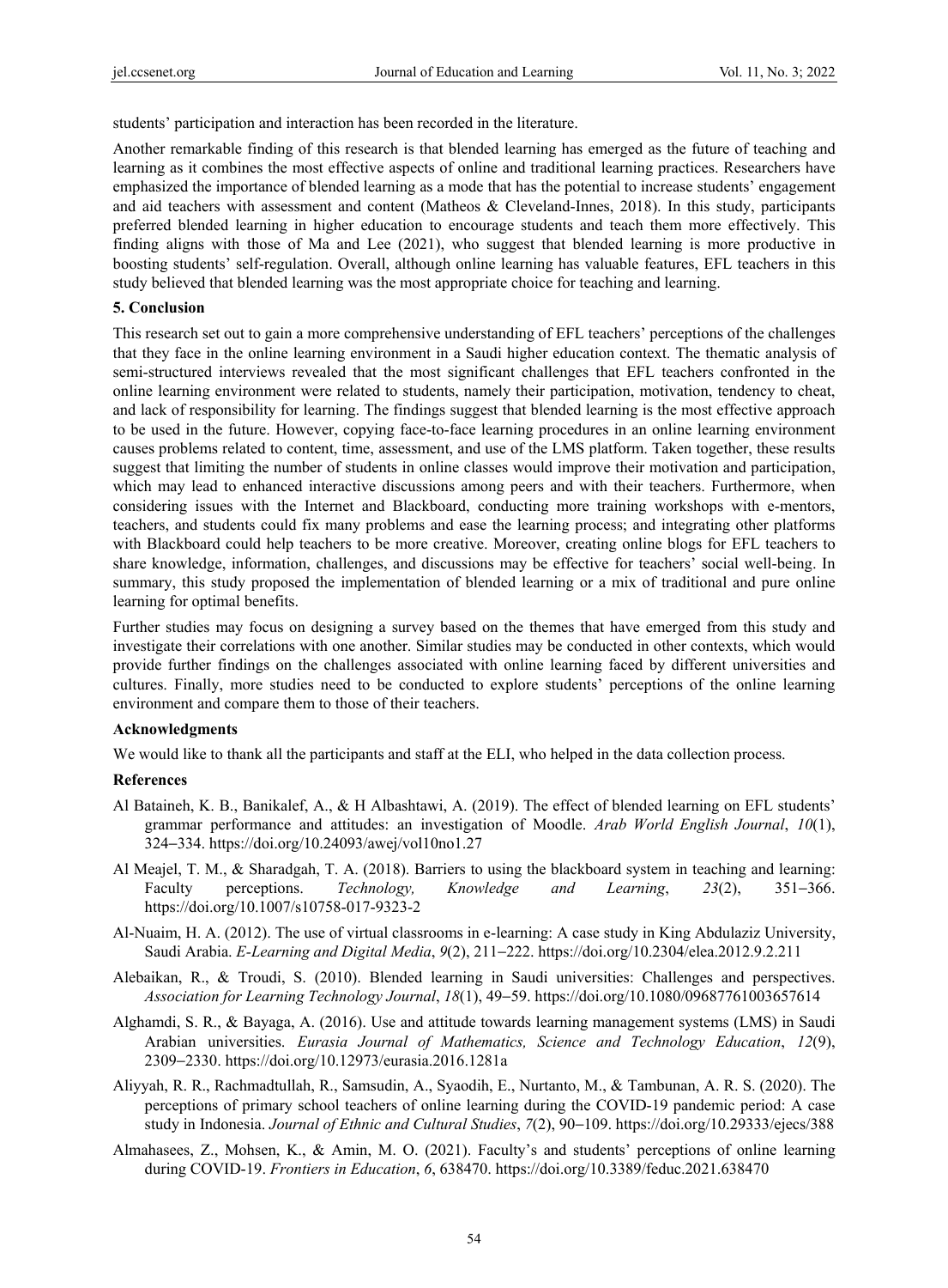students' participation and interaction has been recorded in the literature.

Another remarkable finding of this research is that blended learning has emerged as the future of teaching and learning as it combines the most effective aspects of online and traditional learning practices. Researchers have emphasized the importance of blended learning as a mode that has the potential to increase students' engagement and aid teachers with assessment and content (Matheos & Cleveland-Innes, 2018). In this study, participants preferred blended learning in higher education to encourage students and teach them more effectively. This finding aligns with those of Ma and Lee (2021), who suggest that blended learning is more productive in boosting students' self-regulation. Overall, although online learning has valuable features, EFL teachers in this study believed that blended learning was the most appropriate choice for teaching and learning.

## 5. Conclusion

This research set out to gain a more comprehensive understanding of EFL teachers' perceptions of the challenges that they face in the online learning environment in a Saudi higher education context. The thematic analysis of semi-structured interviews revealed that the most significant challenges that EFL teachers confronted in the online learning environment were related to students, namely their participation, motivation, tendency to cheat, and lack of responsibility for learning. The findings suggest that blended learning is the most effective approach to be used in the future. However, copying face-to-face learning procedures in an online learning environment causes problems related to content, time, assessment, and use of the LMS platform. Taken together, these results suggest that limiting the number of students in online classes would improve their motivation and participation, which may lead to enhanced interactive discussions among peers and with their teachers. Furthermore, when considering issues with the Internet and Blackboard, conducting more training workshops with e-mentors, teachers, and students could fix many problems and ease the learning process; and integrating other platforms with Blackboard could help teachers to be more creative. Moreover, creating online blogs for EFL teachers to share knowledge, information, challenges, and discussions may be effective for teachers' social well-being. In summary, this study proposed the implementation of blended learning or a mix of traditional and pure online learning for optimal benefits.

Further studies may focus on designing a survey based on the themes that have emerged from this study and investigate their correlations with one another. Similar studies may be conducted in other contexts, which would provide further findings on the challenges associated with online learning faced by different universities and cultures. Finally, more studies need to be conducted to explore students' perceptions of the online learning environment and compare them to those of their teachers.

## Acknowledgments

We would like to thank all the participants and staff at the ELI, who helped in the data collection process.

## References

Al Bataineh, K. B., Banikalef, A., & H Albashtawi, A. (2019). The effect of blended learning on EFL students' grammar performance and attitudes: an investigation of Moodle. *Arab World English Journal*, *10*(1), 324–334. https://doi.org/10.24093/awej/vol10no1.27

Al Meajel, T. M., & Sharadgah, T. A. (2018). Barriers to using the blackboard system in teaching and learning: Faculty perceptions. *Technology, Knowledge and Learning*, *23*(2), 351–366. https://doi.org/10.1007/s10758-017-9323-2

Al-Nuaim, H. A. (2012). The use of virtual classrooms in e-learning: A case study in King Abdulaziz University, Saudi Arabia. *E-Learning and Digital Media*, *9*(2), 211–222. https://doi.org/10.2304/elea.2012.9.2.211

Alebaikan, R., & Troudi, S. (2010). Blended learning in Saudi universities: Challenges and perspectives. *Association for Learning Technology Journal*, *18*(1), 49–59. https://doi.org/10.1080/09687761003657614

Alghamdi, S. R., & Bayaga, A. (2016). Use and attitude towards learning management systems (LMS) in Saudi Arabian universities. *Eurasia Journal of Mathematics, Science and Technology Education*, *12*(9), 2309–2330. https://doi.org/10.12973/eurasia.2016.1281a

Aliyyah, R. R., Rachmadtullah, R., Samsudin, A., Syaodih, E., Nurtanto, M., & Tambunan, A. R. S. (2020). The perceptions of primary school teachers of online learning during the COVID-19 pandemic period: A case study in Indonesia. *Journal of Ethnic and Cultural Studies*, *7*(2), 90–109. https://doi.org/10.29333/ejecs/388

Almahasees, Z., Mohsen, K., & Amin, M. O. (2021). Faculty's and students' perceptions of online learning during COVID-19. *Frontiers in Education*, *6*, 638470. https://doi.org/10.3389/feduc.2021.638470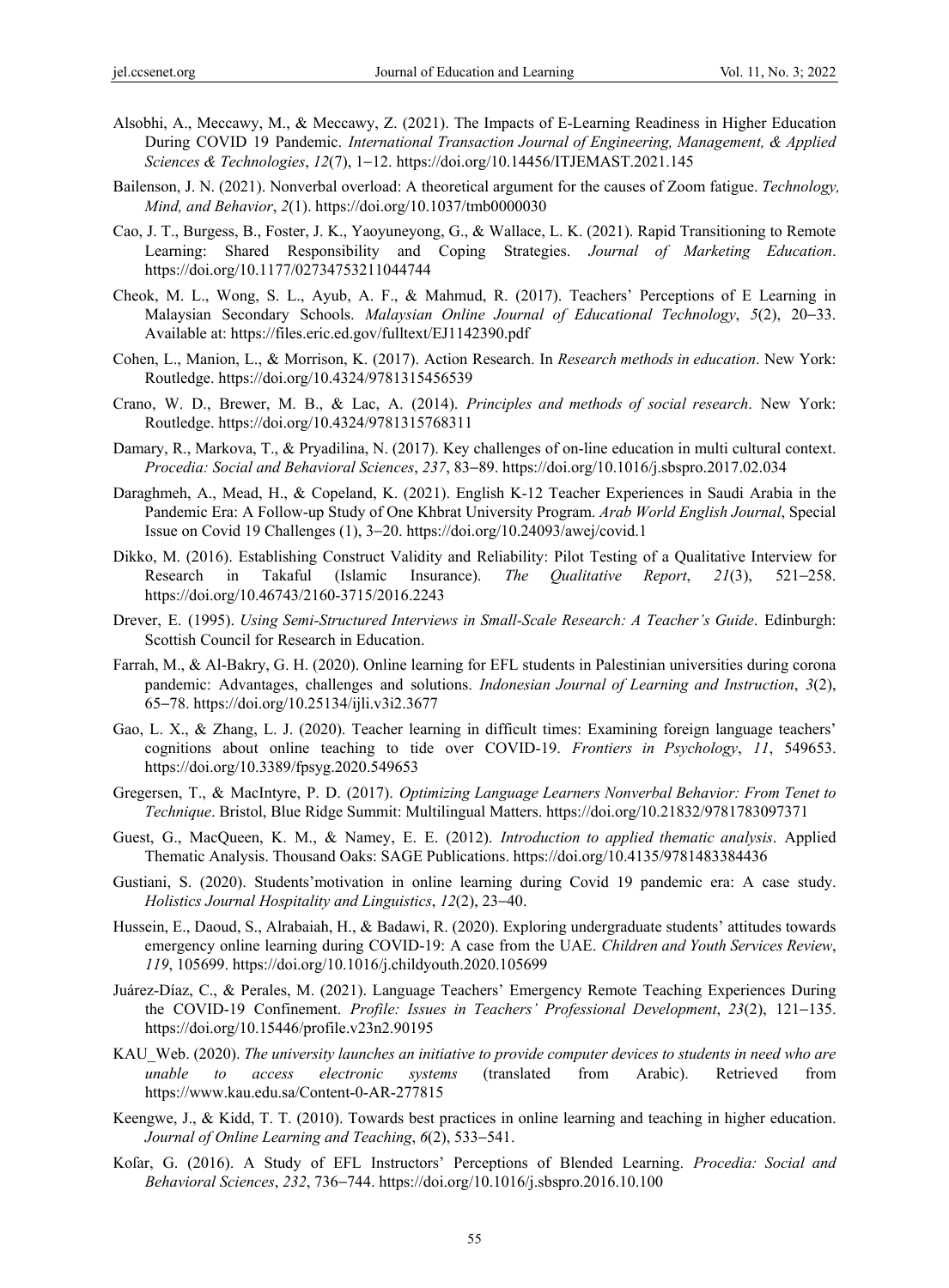Alsobhi, A., Meccawy, M., & Meccawy, Z. (2021). The Impacts of E-Learning Readiness in Higher Education During COVID 19 Pandemic. *International Transaction Journal of Engineering, Management, & Applied Sciences & Technologies*, *12*(7), 1–12. https://doi.org/10.14456/ITJEMAST.2021.145

Bailenson, J. N. (2021). Nonverbal overload: A theoretical argument for the causes of Zoom fatigue. *Technology, Mind, and Behavior*, *2*(1). https://doi.org/10.1037/tmb0000030

Cao, J. T., Burgess, B., Foster, J. K., Yaoyuneyong, G., & Wallace, L. K. (2021). Rapid Transitioning to Remote Learning: Shared Responsibility and Coping Strategies. *Journal of Marketing Education*. https://doi.org/10.1177/02734753211044744

Cheok, M. L., Wong, S. L., Ayub, A. F., & Mahmud, R. (2017). Teachers' Perceptions of E Learning in Malaysian Secondary Schools. *Malaysian Online Journal of Educational Technology*, *5*(2), 20–33. Available at: https://files.eric.ed.gov/fulltext/EJ1142390.pdf

Cohen, L., Manion, L., & Morrison, K. (2017). Action Research. In *Research methods in education*. New York: Routledge. https://doi.org/10.4324/9781315456539

Crano, W. D., Brewer, M. B., & Lac, A. (2014). *Principles and methods of social research*. New York: Routledge. https://doi.org/10.4324/9781315768311

Damary, R., Markova, T., & Pryadilina, N. (2017). Key challenges of on-line education in multi cultural context. *Procedia: Social and Behavioral Sciences*, *237*, 83–89. https://doi.org/10.1016/j.sbspro.2017.02.034

Daraghmeh, A., Mead, H., & Copeland, K. (2021). English K-12 Teacher Experiences in Saudi Arabia in the Pandemic Era: A Follow-up Study of One Khbrat University Program. *Arab World English Journal*, Special Issue on Covid 19 Challenges (1), 3–20. https://doi.org/10.24093/awej/covid.1

Dikko, M. (2016). Establishing Construct Validity and Reliability: Pilot Testing of a Qualitative Interview for Research in Takaful (Islamic Insurance). *The Qualitative Report*, *21*(3), 521–258. https://doi.org/10.46743/2160-3715/2016.2243

Drever, E. (1995). *Using Semi-Structured Interviews in Small-Scale Research: A Teacher's Guide*. Edinburgh: Scottish Council for Research in Education.

Farrah, M., & Al-Bakry, G. H. (2020). Online learning for EFL students in Palestinian universities during corona pandemic: Advantages, challenges and solutions. *Indonesian Journal of Learning and Instruction*, *3*(2), 65–78. https://doi.org/10.25134/ijli.v3i2.3677

Gao, L. X., & Zhang, L. J. (2020). Teacher learning in difficult times: Examining foreign language teachers' cognitions about online teaching to tide over COVID-19. *Frontiers in Psychology*, *11*, 549653. https://doi.org/10.3389/fpsyg.2020.549653

Gregersen, T., & MacIntyre, P. D. (2017). *Optimizing Language Learners Nonverbal Behavior: From Tenet to Technique*. Bristol, Blue Ridge Summit: Multilingual Matters. https://doi.org/10.21832/9781783097371

Guest, G., MacQueen, K. M., & Namey, E. E. (2012). *Introduction to applied thematic analysis*. Applied Thematic Analysis. Thousand Oaks: SAGE Publications. https://doi.org/10.4135/9781483384436

Gustiani, S. (2020). Students'motivation in online learning during Covid 19 pandemic era: A case study. *Holistics Journal Hospitality and Linguistics*, *12*(2), 23–40.

Hussein, E., Daoud, S., Alrabaiah, H., & Badawi, R. (2020). Exploring undergraduate students' attitudes towards emergency online learning during COVID-19: A case from the UAE. *Children and Youth Services Review*, *119*, 105699. https://doi.org/10.1016/j.childyouth.2020.105699

Juárez-Díaz, C., & Perales, M. (2021). Language Teachers' Emergency Remote Teaching Experiences During the COVID-19 Confinement. *Profile: Issues in Teachers' Professional Development*, *23*(2), 121–135. https://doi.org/10.15446/profile.v23n2.90195

KAU_Web. (2020). *The university launches an initiative to provide computer devices to students in need who are unable to access electronic systems* (translated from Arabic). Retrieved from https://www.kau.edu.sa/Content-0-AR-277815

Keengwe, J., & Kidd, T. T. (2010). Towards best practices in online learning and teaching in higher education. *Journal of Online Learning and Teaching*, *6*(2), 533–541.

Kofar, G. (2016). A Study of EFL Instructors' Perceptions of Blended Learning. *Procedia: Social and Behavioral Sciences*, *232*, 736–744. https://doi.org/10.1016/j.sbspro.2016.10.100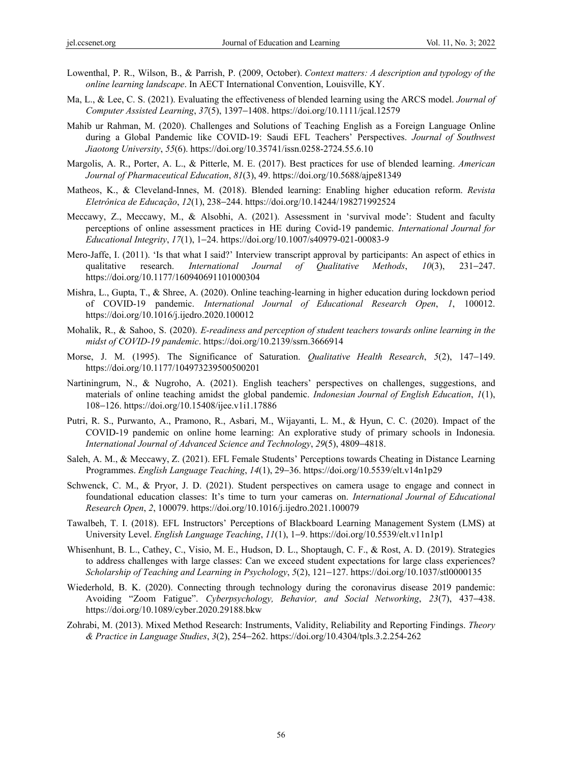Lowenthal, P. R., Wilson, B., & Parrish, P. (2009, October). *Context matters: A description and typology of the online learning landscape*. In AECT International Convention, Louisville, KY.

Ma, L., & Lee, C. S. (2021). Evaluating the effectiveness of blended learning using the ARCS model. *Journal of Computer Assisted Learning*, *37*(5), 1397–1408. https://doi.org/10.1111/jcal.12579

Mahib ur Rahman, M. (2020). Challenges and Solutions of Teaching English as a Foreign Language Online during a Global Pandemic like COVID-19: Saudi EFL Teachers' Perspectives. *Journal of Southwest Jiaotong University*, *55*(6). https://doi.org/10.35741/issn.0258-2724.55.6.10

Margolis, A. R., Porter, A. L., & Pitterle, M. E. (2017). Best practices for use of blended learning. *American Journal of Pharmaceutical Education*, *81*(3), 49. https://doi.org/10.5688/ajpe81349

Matheos, K., & Cleveland-Innes, M. (2018). Blended learning: Enabling higher education reform. *Revista Eletrônica de Educação*, *12*(1), 238–244. https://doi.org/10.14244/198271992524

Meccawy, Z., Meccawy, M., & Alsobhi, A. (2021). Assessment in 'survival mode': Student and faculty perceptions of online assessment practices in HE during Covid-19 pandemic. *International Journal for Educational Integrity*, *17*(1), 1–24. https://doi.org/10.1007/s40979-021-00083-9

Mero-Jaffe, I. (2011). 'Is that what I said?' Interview transcript approval by participants: An aspect of ethics in qualitative research. *International Journal of Qualitative Methods*, *10*(3), 231–247. https://doi.org/10.1177/160940691101000304

Mishra, L., Gupta, T., & Shree, A. (2020). Online teaching-learning in higher education during lockdown period of COVID-19 pandemic. *International Journal of Educational Research Open*, *1*, 100012. https://doi.org/10.1016/j.ijedro.2020.100012

Mohalik, R., & Sahoo, S. (2020). *E-readiness and perception of student teachers towards online learning in the midst of COVID-19 pandemic*. https://doi.org/10.2139/ssrn.3666914

Morse, J. M. (1995). The Significance of Saturation. *Qualitative Health Research*, *5*(2), 147–149. https://doi.org/10.1177/104973239500500201

Nartiningrum, N., & Nugroho, A. (2021). English teachers' perspectives on challenges, suggestions, and materials of online teaching amidst the global pandemic. *Indonesian Journal of English Education*, *1*(1), 108–126. https://doi.org/10.15408/ijee.v1i1.17886

Putri, R. S., Purwanto, A., Pramono, R., Asbari, M., Wijayanti, L. M., & Hyun, C. C. (2020). Impact of the COVID-19 pandemic on online home learning: An explorative study of primary schools in Indonesia. *International Journal of Advanced Science and Technology*, *29*(5), 4809–4818.

Saleh, A. M., & Meccawy, Z. (2021). EFL Female Students' Perceptions towards Cheating in Distance Learning Programmes. *English Language Teaching*, *14*(1), 29–36. https://doi.org/10.5539/elt.v14n1p29

Schwenck, C. M., & Pryor, J. D. (2021). Student perspectives on camera usage to engage and connect in foundational education classes: It's time to turn your cameras on. *International Journal of Educational Research Open*, *2*, 100079. https://doi.org/10.1016/j.ijedro.2021.100079

Tawalbeh, T. I. (2018). EFL Instructors' Perceptions of Blackboard Learning Management System (LMS) at University Level. *English Language Teaching*, *11*(1), 1–9. https://doi.org/10.5539/elt.v11n1p1

Whisenhunt, B. L., Cathey, C., Visio, M. E., Hudson, D. L., Shoptaugh, C. F., & Rost, A. D. (2019). Strategies to address challenges with large classes: Can we exceed student expectations for large class experiences? *Scholarship of Teaching and Learning in Psychology*, *5*(2), 121–127. https://doi.org/10.1037/stl0000135

Wiederhold, B. K. (2020). Connecting through technology during the coronavirus disease 2019 pandemic: Avoiding "Zoom Fatigue". *Cyberpsychology, Behavior, and Social Networking*, *23*(7), 437–438. https://doi.org/10.1089/cyber.2020.29188.bkw

Zohrabi, M. (2013). Mixed Method Research: Instruments, Validity, Reliability and Reporting Findings. *Theory & Practice in Language Studies*, *3*(2), 254–262. https://doi.org/10.4304/tpls.3.2.254-262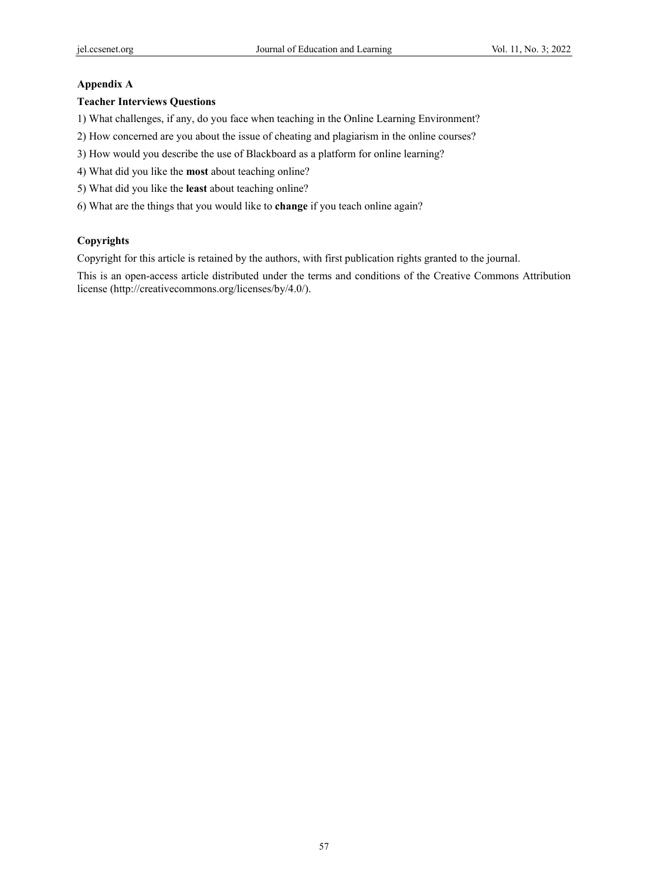## Appendix A

### Teacher Interviews Questions

1) What challenges, if any, do you face when teaching in the Online Learning Environment?

2) How concerned are you about the issue of cheating and plagiarism in the online courses?

3) How would you describe the use of Blackboard as a platform for online learning?

4) What did you like the **most** about teaching online?

5) What did you like the **least** about teaching online?

6) What are the things that you would like to **change** if you teach online again?

## Copyrights

Copyright for this article is retained by the authors, with first publication rights granted to the journal.

This is an open-access article distributed under the terms and conditions of the Creative Commons Attribution license (http://creativecommons.org/licenses/by/4.0/).